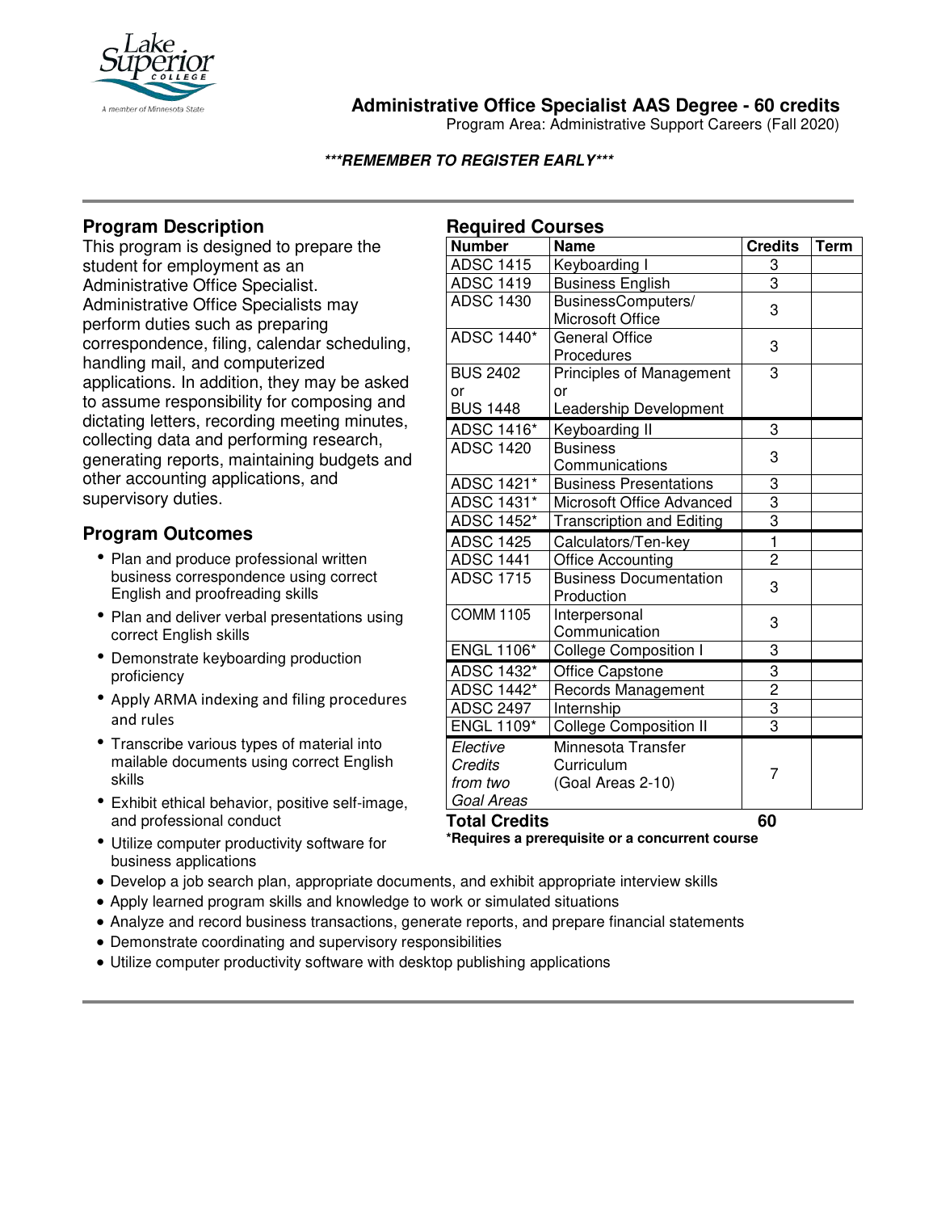# Administrative Office Specialist AAS Degree - 60 credits

Program Area: Administrative Support Careers (Fall 2020)

***REMEMBER TO REGISTER EARLY***

## Program Description

This program is designed to prepare the student for employment as an Administrative Office Specialist. Administrative Office Specialists may perform duties such as preparing correspondence, filing, calendar scheduling, handling mail, and computerized applications. In addition, they may be asked to assume responsibility for composing and dictating letters, recording meeting minutes, collecting data and performing research, generating reports, maintaining budgets and other accounting applications, and supervisory duties.

## Program Outcomes

- Plan and produce professional written business correspondence using correct English and proofreading skills
- Plan and deliver verbal presentations using correct English skills
- Demonstrate keyboarding production proficiency
- Apply ARMA indexing and filing procedures and rules
- Transcribe various types of material into mailable documents using correct English skills
- Exhibit ethical behavior, positive self-image, and professional conduct
- Utilize computer productivity software for business applications
- Develop a job search plan, appropriate documents, and exhibit appropriate interview skills
- Apply learned program skills and knowledge to work or simulated situations
- Analyze and record business transactions, generate reports, and prepare financial statements
- Demonstrate coordinating and supervisory responsibilities
- Utilize computer productivity software with desktop publishing applications

## Required Courses

| Number | Name | Credits | Term |
|---|---|---|---|
| ADSC 1415 | Keyboarding I | 3 | |
| ADSC 1419 | Business English | 3 | |
| ADSC 1430 | BusinessComputers/ Microsoft Office | 3 | |
| ADSC 1440* | General Office Procedures | 3 | |
| BUS 2402 or BUS 1448 | Principles of Management or Leadership Development | 3 | |
| ADSC 1416* | Keyboarding II | 3 | |
| ADSC 1420 | Business Communications | 3 | |
| ADSC 1421* | Business Presentations | 3 | |
| ADSC 1431* | Microsoft Office Advanced | 3 | |
| ADSC 1452* | Transcription and Editing | 3 | |
| ADSC 1425 | Calculators/Ten-key | 1 | |
| ADSC 1441 | Office Accounting | 2 | |
| ADSC 1715 | Business Documentation Production | 3 | |
| COMM 1105 | Interpersonal Communication | 3 | |
| ENGL 1106* | College Composition I | 3 | |
| ADSC 1432* | Office Capstone | 3 | |
| ADSC 1442* | Records Management | 2 | |
| ADSC 2497 | Internship | 3 | |
| ENGL 1109* | College Composition II | 3 | |
| *Elective Credits from two Goal Areas* | Minnesota Transfer Curriculum (Goal Areas 2-10) | 7 | |
| **Total Credits** | | **60** | |

**\*Requires a prerequisite or a concurrent course**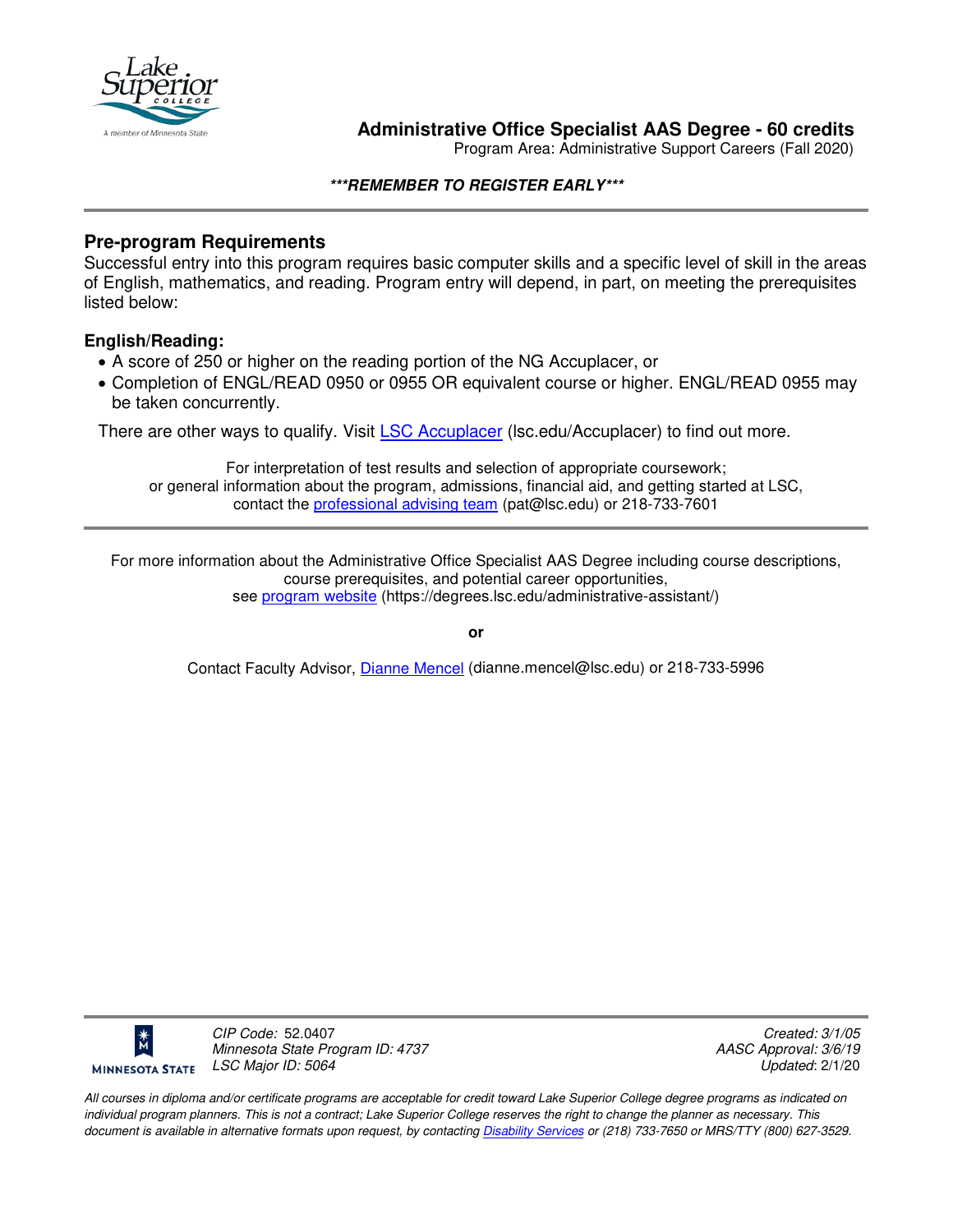**Administrative Office Specialist AAS Degree - 60 credits**

Program Area: Administrative Support Careers (Fall 2020)

***REMEMBER TO REGISTER EARLY***

## Pre-program Requirements

Successful entry into this program requires basic computer skills and a specific level of skill in the areas of English, mathematics, and reading. Program entry will depend, in part, on meeting the prerequisites listed below:

### English/Reading:

- A score of 250 or higher on the reading portion of the NG Accuplacer, or
- Completion of ENGL/READ 0950 or 0955 OR equivalent course or higher. ENGL/READ 0955 may be taken concurrently.

There are other ways to qualify. Visit LSC Accuplacer (lsc.edu/Accuplacer) to find out more.

For interpretation of test results and selection of appropriate coursework; or general information about the program, admissions, financial aid, and getting started at LSC, contact the professional advising team (pat@lsc.edu) or 218-733-7601

For more information about the Administrative Office Specialist AAS Degree including course descriptions, course prerequisites, and potential career opportunities, see program website (https://degrees.lsc.edu/administrative-assistant/)

**or**

Contact Faculty Advisor, Dianne Mencel (dianne.mencel@lsc.edu) or 218-733-5996

*CIP Code:* 52.0407
*Minnesota State Program ID: 4737*
*LSC Major ID: 5064*

*Created: 3/1/05*
*AASC Approval: 3/6/19*
*Updated*: 2/1/20

*All courses in diploma and/or certificate programs are acceptable for credit toward Lake Superior College degree programs as indicated on individual program planners. This is not a contract; Lake Superior College reserves the right to change the planner as necessary. This document is available in alternative formats upon request, by contacting Disability Services or (218) 733-7650 or MRS/TTY (800) 627-3529.*